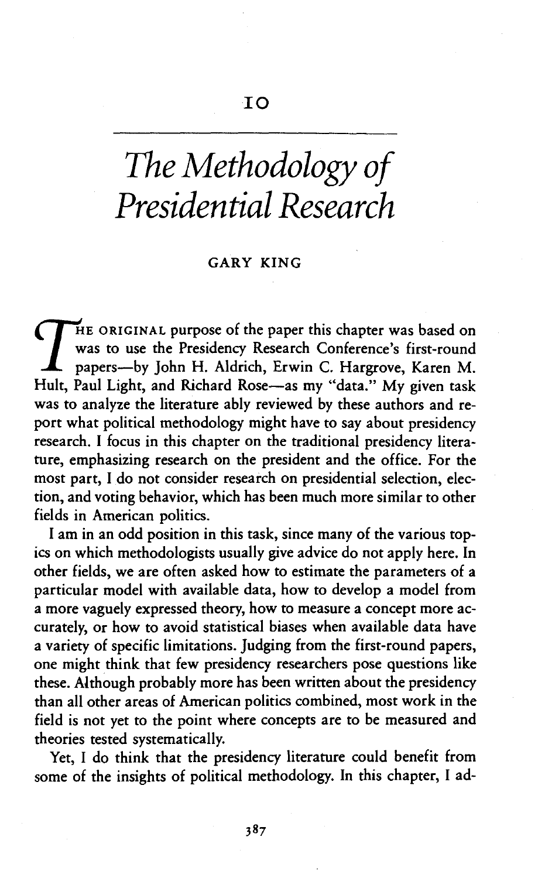# 10

# The Methodology of Presidential Research

GARY KING

THE ORIGINAL purpose of the paper this chapter was based on was to use the Presidency Research Conference's first-round papers—by John H. Aldrich, Erwin C. Hargrove, Karen M. Hult, Paul Light, and Richard Rose—as my "data." My given task was to analyze the literature ably reviewed by these authors and report what political methodology might have to say about presidency research. I focus in this chapter on the traditional presidency literature, emphasizing research on the president and the office. For the most part, I do not consider research on presidential selection, election, and voting behavior, which has been much more similar to other fields in American politics.

I am in an odd position in this task, since many of the various topics on which methodologists usually give advice do not apply here. In other fields, we are often asked how to estimate the parameters of a particular model with available data, how to develop a model from a more vaguely expressed theory, how to measure a concept more accurately, or how to avoid statistical biases when available data have a variety of specific limitations. Judging from the first-round papers, one might think that few presidency researchers pose questions like these. Although probably more has been written about the presidency than all other areas of American politics combined, most work in the field is not yet to the point where concepts are to be measured and theories tested systematically.

Yet, I do think that the presidency literature could benefit from some of the insights of political methodology. In this chapter, I ad-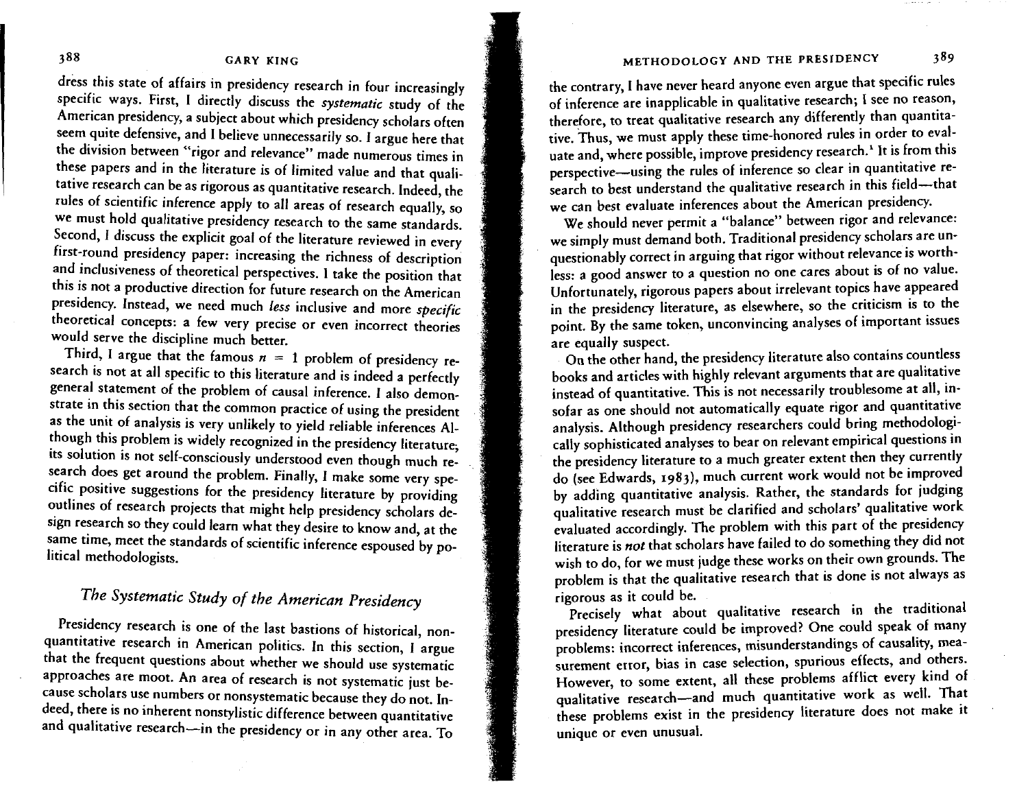dress this state of affairs in presidency research in four increasingly specific ways. First, I directly discuss the *systematic* study of the American presidency, a subject about which presidency scholars often seem quite defensive, and I believe unnecessarily so. I argue here that the division between "rigor and relevance" made numerous times in these papers and in the literature is of limited value and that qualitative research can be as rigorous as quantitative research. Indeed, the rules of scientific inference apply to all areas of research equally, so we must hold qualitative presidency research to the same standards. Second, I discuss the explicit goal of the literature reviewed in every first-round presidency paper: increasing the richness of description and inclusiveness of theoretical perspectives. I take the position that this is not a productive direction for future research on the American presidency. Instead, we need much *less* inclusive and more *specific* theoretical concepts: a few very precise or even incorrect theories would serve the discipline much better.

Third, I argue that the famous $n = 1$ problem of presidency research is not at all specific to this literature and is indeed a perfectly general statement of the problem of causal inference. I also demonstrate in this section that the common practice of using the president as the unit of analysis is very unlikely to yield reliable inferences Although this problem is widely recognized in the presidency literature, its solution is not self-consciously understood even though much research does get around the problem. Finally, I make some very specific positive suggestions for the presidency literature by providing outlines of research projects that might help presidency scholars design research so they could learn what they desire to know and, at the same time, meet the standards of scientific inference espoused by political methodologists.

## *The Systematic Study of the American Presidency*

Presidency research is one of the last bastions of historical, nonquantitative research in American politics. In this section, I argue that the frequent questions about whether we should use systematic approaches are moot. An area of research is not systematic just because scholars use numbers or nonsystematic because they do not. Indeed, there is no inherent nonstylistic difference between quantitative and qualitative research—in the presidency or in any other area. To the contrary, I have never heard anyone even argue that specific rules of inference are inapplicable in qualitative research; I see no reason, therefore, to treat qualitative research any differently than quantitative. Thus, we must apply these time-honored rules in order to evaluate and, where possible, improve presidency research.[1] It is from this perspective—using the rules of inference so clear in quantitative research to best understand the qualitative research in this field—that we can best evaluate inferences about the American presidency.

We should never permit a "balance" between rigor and relevance: we simply must demand both. Traditional presidency scholars are unquestionably correct in arguing that rigor without relevance is worthless: a good answer to a question no one cares about is of no value. Unfortunately, rigorous papers about irrelevant topics have appeared in the presidency literature, as elsewhere, so the criticism is to the point. By the same token, unconvincing analyses of important issues are equally suspect.

On the other hand, the presidency literature also contains countless books and articles with highly relevant arguments that are qualitative instead of quantitative. This is not necessarily troublesome at all, insofar as one should not automatically equate rigor and quantitative analysis. Although presidency researchers could bring methodologically sophisticated analyses to bear on relevant empirical questions in the presidency literature to a much greater extent then they currently do (see Edwards, 1983), much current work would not be improved by adding quantitative analysis. Rather, the standards for judging qualitative research must be clarified and scholars' qualitative work evaluated accordingly. The problem with this part of the presidency literature is *not* that scholars have failed to do something they did not wish to do, for we must judge these works on their own grounds. The problem is that the qualitative research that is done is not always as rigorous as it could be.

Precisely what about qualitative research in the traditional presidency literature could be improved? One could speak of many problems: incorrect inferences, misunderstandings of causality, measurement error, bias in case selection, spurious effects, and others. However, to some extent, all these problems afflict every kind of qualitative research—and much quantitative work as well. That these problems exist in the presidency literature does not make it unique or even unusual.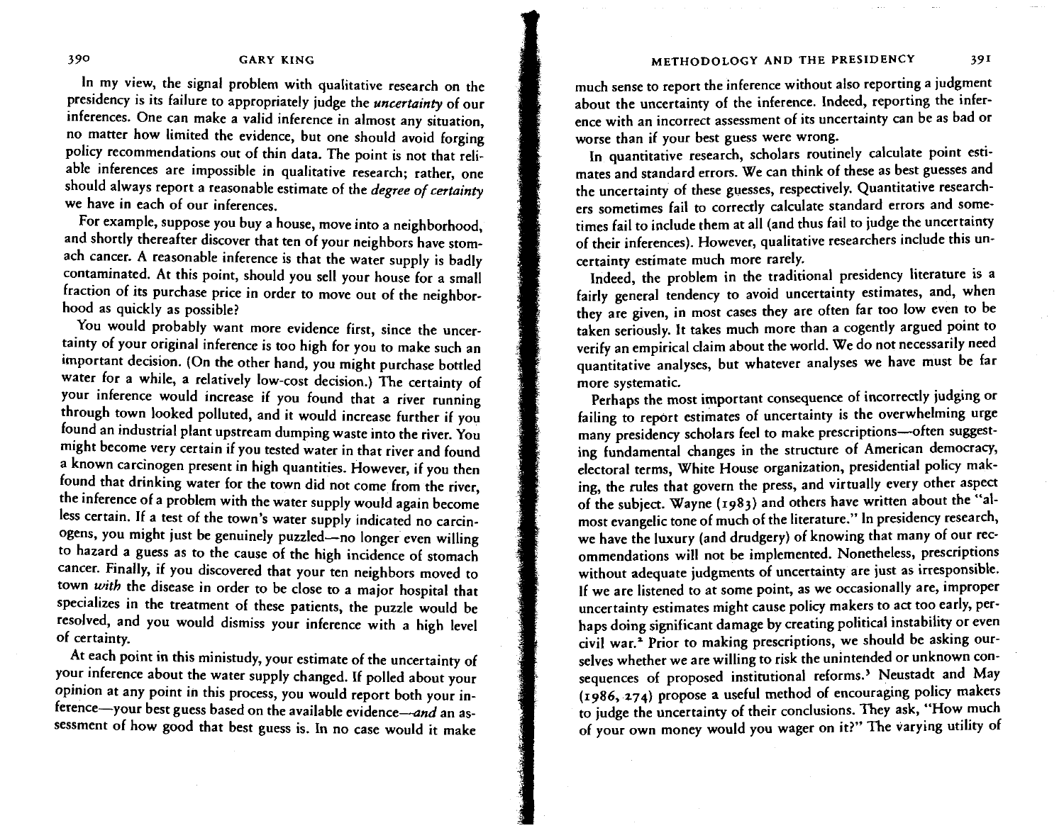In my view, the signal problem with qualitative research on the presidency is its failure to appropriately judge the *uncertainty* of our inferences. One can make a valid inference in almost any situation, no matter how limited the evidence, but one should avoid forging policy recommendations out of thin data. The point is not that reliable inferences are impossible in qualitative research; rather, one should always report a reasonable estimate of the *degree of certainty* we have in each of our inferences.

For example, suppose you buy a house, move into a neighborhood, and shortly thereafter discover that ten of your neighbors have stomach cancer. A reasonable inference is that the water supply is badly contaminated. At this point, should you sell your house for a small fraction of its purchase price in order to move out of the neighborhood as quickly as possible?

You would probably want more evidence first, since the uncertainty of your original inference is too high for you to make such an important decision. (On the other hand, you might purchase bottled water for a while, a relatively low-cost decision.) The certainty of your inference would increase if you found that a river running through town looked polluted, and it would increase further if you found an industrial plant upstream dumping waste into the river. You might become very certain if you tested water in that river and found a known carcinogen present in high quantities. However, if you then found that drinking water for the town did not come from the river, the inference of a problem with the water supply would again become less certain. If a test of the town's water supply indicated no carcinogens, you might just be genuinely puzzled—no longer even willing to hazard a guess as to the cause of the high incidence of stomach cancer. Finally, if you discovered that your ten neighbors moved to town *with* the disease in order to be close to a major hospital that specializes in the treatment of these patients, the puzzle would be resolved, and you would dismiss your inference with a high level of certainty.

At each point in this ministudy, your estimate of the uncertainty of your inference about the water supply changed. If polled about your opinion at any point in this process, you would report both your inference—your best guess based on the available evidence—*and* an assessment of how good that best guess is. In no case would it make much sense to report the inference without also reporting a judgment about the uncertainty of the inference. Indeed, reporting the inference with an incorrect assessment of its uncertainty can be as bad or worse than if your best guess were wrong.

In quantitative research, scholars routinely calculate point estimates and standard errors. We can think of these as best guesses and the uncertainty of these guesses, respectively. Quantitative researchers sometimes fail to correctly calculate standard errors and sometimes fail to include them at all (and thus fail to judge the uncertainty of their inferences). However, qualitative researchers include this uncertainty estimate much more rarely.

Indeed, the problem in the traditional presidency literature is a fairly general tendency to avoid uncertainty estimates, and, when they are given, in most cases they are often far too low even to be taken seriously. It takes much more than a cogently argued point to verify an empirical claim about the world. We do not necessarily need quantitative analyses, but whatever analyses we have must be far more systematic.

Perhaps the most important consequence of incorrectly judging or failing to report estimates of uncertainty is the overwhelming urge many presidency scholars feel to make prescriptions—often suggesting fundamental changes in the structure of American democracy, electoral terms, White House organization, presidential policy making, the rules that govern the press, and virtually every other aspect of the subject. Wayne (1983) and others have written about the "almost evangelic tone of much of the literature." In presidency research, we have the luxury (and drudgery) of knowing that many of our recommendations will not be implemented. Nonetheless, prescriptions without adequate judgments of uncertainty are just as irresponsible. If we are listened to at some point, as we occasionally are, improper uncertainty estimates might cause policy makers to act too early, perhaps doing significant damage by creating political instability or even civil war.[2] Prior to making prescriptions, we should be asking ourselves whether we are willing to risk the unintended or unknown consequences of proposed institutional reforms.[3] Neustadt and May (1986, 274) propose a useful method of encouraging policy makers to judge the uncertainty of their conclusions. They ask, "How much of your own money would you wager on it?" The varying utility of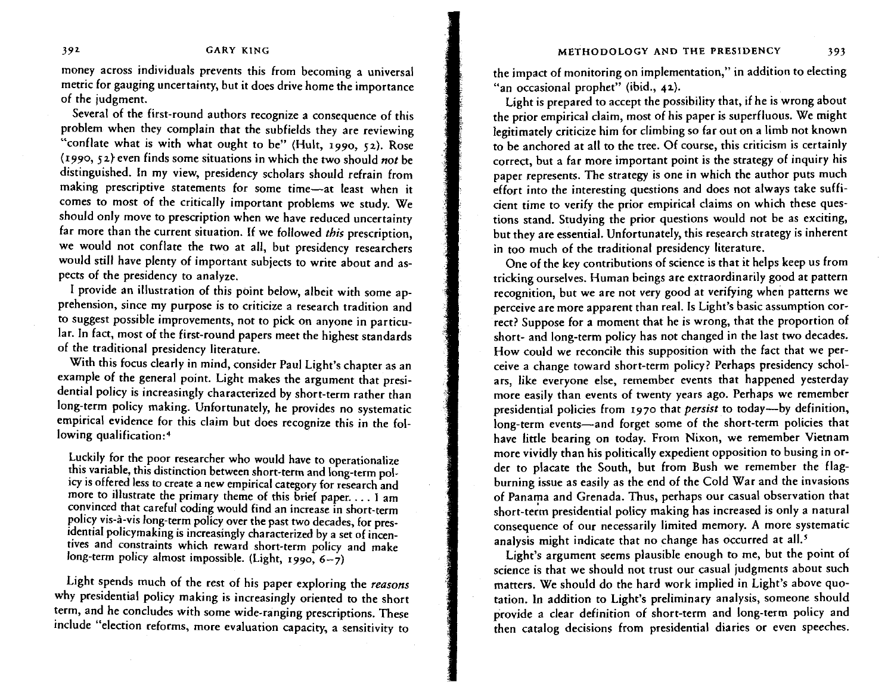money across individuals prevents this from becoming a universal metric for gauging uncertainty, but it does drive home the importance of the judgment.

Several of the first-round authors recognize a consequence of this problem when they complain that the subfields they are reviewing "conflate what is with what ought to be" (Hult, 1990, 52). Rose (1990, 52) even finds some situations in which the two should *not* be distinguished. In my view, presidency scholars should refrain from making prescriptive statements for some time—at least when it comes to most of the critically important problems we study. We should only move to prescription when we have reduced uncertainty far more than the current situation. If we followed *this* prescription, we would not conflate the two at all, but presidency researchers would still have plenty of important subjects to write about and aspects of the presidency to analyze.

I provide an illustration of this point below, albeit with some apprehension, since my purpose is to criticize a research tradition and to suggest possible improvements, not to pick on anyone in particular. In fact, most of the first-round papers meet the highest standards of the traditional presidency literature.

With this focus clearly in mind, consider Paul Light's chapter as an example of the general point. Light makes the argument that presidential policy is increasingly characterized by short-term rather than long-term policy making. Unfortunately, he provides no systematic empirical evidence for this claim but does recognize this in the following qualification:[4]

> Luckily for the poor researcher who would have to operationalize this variable, this distinction between short-term and long-term policy is offered less to create a new empirical category for research and more to illustrate the primary theme of this brief paper. . . . I am convinced that careful coding would find an increase in short-term policy vis-à-vis long-term policy over the past two decades, for presidential policymaking is increasingly characterized by a set of incentives and constraints which reward short-term policy and make long-term policy almost impossible. (Light, 1990, 6–7)

Light spends much of the rest of his paper exploring the *reasons* why presidential policy making is increasingly oriented to the short term, and he concludes with some wide-ranging prescriptions. These include "election reforms, more evaluation capacity, a sensitivity to the impact of monitoring on implementation," in addition to electing "an occasional prophet" (ibid., 42).

Light is prepared to accept the possibility that, if he is wrong about the prior empirical claim, most of his paper is superfluous. We might legitimately criticize him for climbing so far out on a limb not known to be anchored at all to the tree. Of course, this criticism is certainly correct, but a far more important point is the strategy of inquiry his paper represents. The strategy is one in which the author puts much effort into the interesting questions and does not always take sufficient time to verify the prior empirical claims on which these questions stand. Studying the prior questions would not be as exciting, but they are essential. Unfortunately, this research strategy is inherent in too much of the traditional presidency literature.

One of the key contributions of science is that it helps keep us from tricking ourselves. Human beings are extraordinarily good at pattern recognition, but we are not very good at verifying when patterns we perceive are more apparent than real. Is Light's basic assumption correct? Suppose for a moment that he is wrong, that the proportion of short- and long-term policy has not changed in the last two decades. How could we reconcile this supposition with the fact that we perceive a change toward short-term policy? Perhaps presidency scholars, like everyone else, remember events that happened yesterday more easily than events of twenty years ago. Perhaps we remember presidential policies from 1970 that *persist* to today—by definition, long-term events—and forget some of the short-term policies that have little bearing on today. From Nixon, we remember Vietnam more vividly than his politically expedient opposition to busing in order to placate the South, but from Bush we remember the flag-burning issue as easily as the end of the Cold War and the invasions of Panama and Grenada. Thus, perhaps our casual observation that short-term presidential policy making has increased is only a natural consequence of our necessarily limited memory. A more systematic analysis might indicate that no change has occurred at all.[5]

Light's argument seems plausible enough to me, but the point of science is that we should not trust our casual judgments about such matters. We should do the hard work implied in Light's above quotation. In addition to Light's preliminary analysis, someone should provide a clear definition of short-term and long-term policy and then catalog decisions from presidential diaries or even speeches.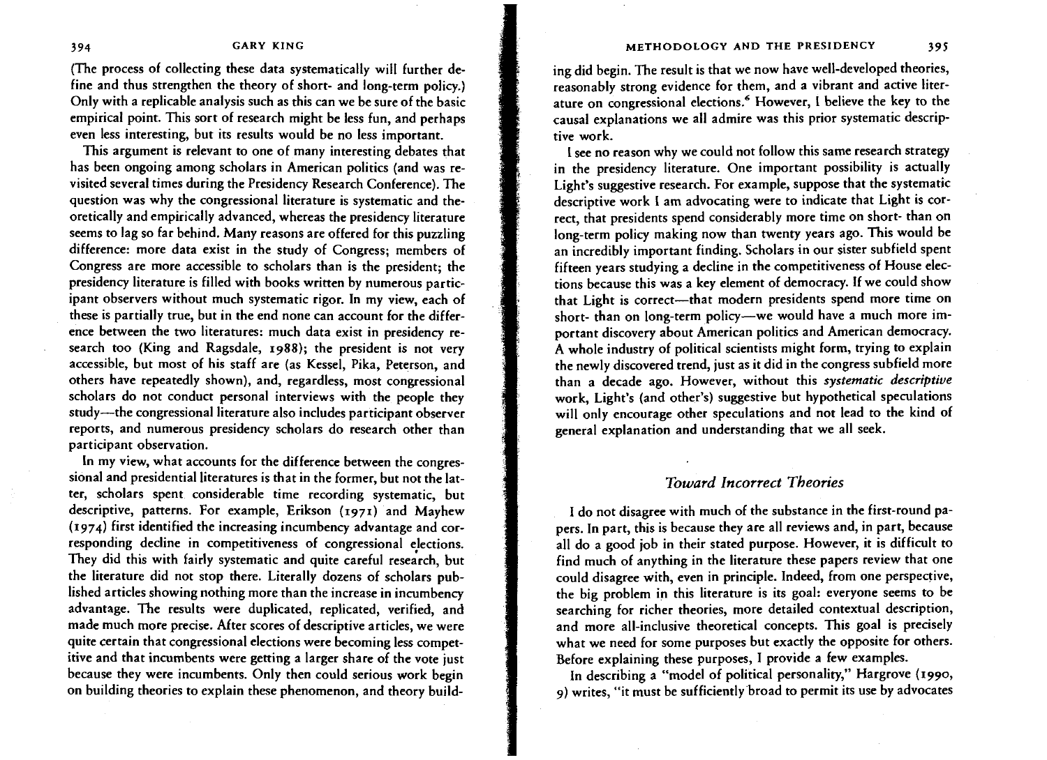(The process of collecting these data systematically will further define and thus strengthen the theory of short- and long-term policy.) Only with a replicable analysis such as this can we be sure of the basic empirical point. This sort of research might be less fun, and perhaps even less interesting, but its results would be no less important.

This argument is relevant to one of many interesting debates that has been ongoing among scholars in American politics (and was revisited several times during the Presidency Research Conference). The question was why the congressional literature is systematic and theoretically and empirically advanced, whereas the presidency literature seems to lag so far behind. Many reasons are offered for this puzzling difference: more data exist in the study of Congress; members of Congress are more accessible to scholars than is the president; the presidency literature is filled with books written by numerous participant observers without much systematic rigor. In my view, each of these is partially true, but in the end none can account for the difference between the two literatures: much data exist in presidency research too (King and Ragsdale, 1988); the president is not very accessible, but most of his staff are (as Kessel, Pika, Peterson, and others have repeatedly shown), and, regardless, most congressional scholars do not conduct personal interviews with the people they study—the congressional literature also includes participant observer reports, and numerous presidency scholars do research other than participant observation.

In my view, what accounts for the difference between the congressional and presidential literatures is that in the former, but not the latter, scholars spent considerable time recording systematic, but descriptive, patterns. For example, Erikson (1971) and Mayhew (1974) first identified the increasing incumbency advantage and corresponding decline in competitiveness of congressional elections. They did this with fairly systematic and quite careful research, but the literature did not stop there. Literally dozens of scholars published articles showing nothing more than the increase in incumbency advantage. The results were duplicated, replicated, verified, and made much more precise. After scores of descriptive articles, we were quite certain that congressional elections were becoming less competitive and that incumbents were getting a larger share of the vote just because they were incumbents. Only then could serious work begin on building theories to explain these phenomenon, and theory building did begin. The result is that we now have well-developed theories, reasonably strong evidence for them, and a vibrant and active literature on congressional elections.[6] However, I believe the key to the causal explanations we all admire was this prior systematic descriptive work.

I see no reason why we could not follow this same research strategy in the presidency literature. One important possibility is actually Light's suggestive research. For example, suppose that the systematic descriptive work I am advocating were to indicate that Light is correct, that presidents spend considerably more time on short- than on long-term policy making now than twenty years ago. This would be an incredibly important finding. Scholars in our sister subfield spent fifteen years studying a decline in the competitiveness of House elections because this was a key element of democracy. If we could show that Light is correct—that modern presidents spend more time on short- than on long-term policy—we would have a much more important discovery about American politics and American democracy. A whole industry of political scientists might form, trying to explain the newly discovered trend, just as it did in the congress subfield more than a decade ago. However, without this *systematic descriptive* work, Light's (and other's) suggestive but hypothetical speculations will only encourage other speculations and not lead to the kind of general explanation and understanding that we all seek.

## *Toward Incorrect Theories*

I do not disagree with much of the substance in the first-round papers. In part, this is because they are all reviews and, in part, because all do a good job in their stated purpose. However, it is difficult to find much of anything in the literature these papers review that one could disagree with, even in principle. Indeed, from one perspective, the big problem in this literature is its goal: everyone seems to be searching for richer theories, more detailed contextual description, and more all-inclusive theoretical concepts. This goal is precisely what we need for some purposes but exactly the opposite for others. Before explaining these purposes, I provide a few examples.

In describing a "model of political personality," Hargrove (1990, 9) writes, "it must be sufficiently broad to permit its use by advocates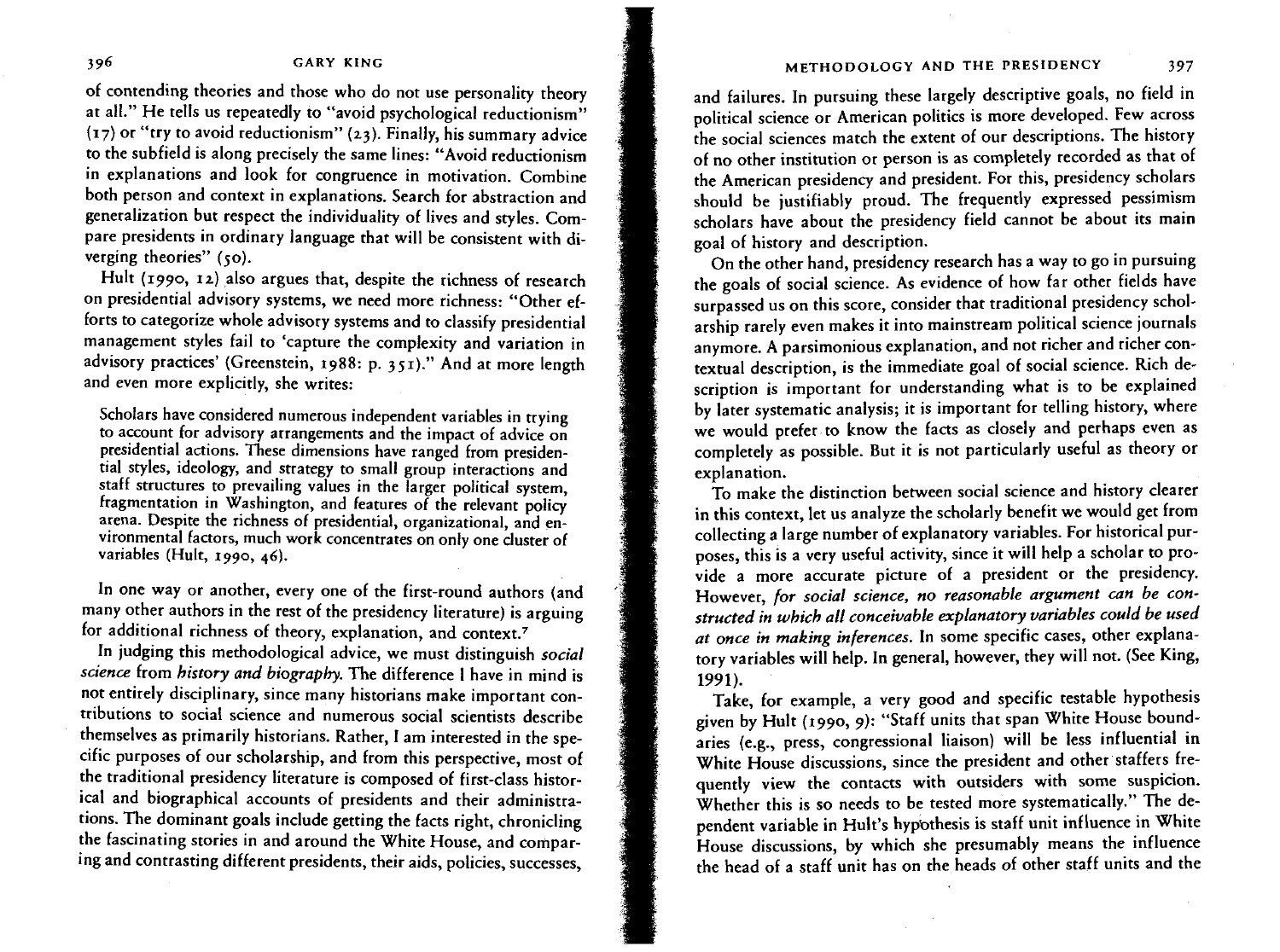of contending theories and those who do not use personality theory at all." He tells us repeatedly to "avoid psychological reductionism" (17) or "try to avoid reductionism" (23). Finally, his summary advice to the subfield is along precisely the same lines: "Avoid reductionism in explanations and look for congruence in motivation. Combine both person and context in explanations. Search for abstraction and generalization but respect the individuality of lives and styles. Compare presidents in ordinary language that will be consistent with diverging theories" (50).

Hult (1990, 12) also argues that, despite the richness of research on presidential advisory systems, we need more richness: "Other efforts to categorize whole advisory systems and to classify presidential management styles fail to 'capture the complexity and variation in advisory practices' (Greenstein, 1988: p. 351)." And at more length and even more explicitly, she writes:

> Scholars have considered numerous independent variables in trying to account for advisory arrangements and the impact of advice on presidential actions. These dimensions have ranged from presidential styles, ideology, and strategy to small group interactions and staff structures to prevailing values in the larger political system, fragmentation in Washington, and features of the relevant policy arena. Despite the richness of presidential, organizational, and environmental factors, much work concentrates on only one cluster of variables (Hult, 1990, 46).

In one way or another, every one of the first-round authors (and many other authors in the rest of the presidency literature) is arguing for additional richness of theory, explanation, and context.[7]

In judging this methodological advice, we must distinguish *social science* from *history and biography*. The difference I have in mind is not entirely disciplinary, since many historians make important contributions to social science and numerous social scientists describe themselves as primarily historians. Rather, I am interested in the specific purposes of our scholarship, and from this perspective, most of the traditional presidency literature is composed of first-class historical and biographical accounts of presidents and their administrations. The dominant goals include getting the facts right, chronicling the fascinating stories in and around the White House, and comparing and contrasting different presidents, their aids, policies, successes, and failures. In pursuing these largely descriptive goals, no field in political science or American politics is more developed. Few across the social sciences match the extent of our descriptions. The history of no other institution or person is as completely recorded as that of the American presidency and president. For this, presidency scholars should be justifiably proud. The frequently expressed pessimism scholars have about the presidency field cannot be about its main goal of history and description.

On the other hand, presidency research has a way to go in pursuing the goals of social science. As evidence of how far other fields have surpassed us on this score, consider that traditional presidency scholarship rarely even makes it into mainstream political science journals anymore. A parsimonious explanation, and not richer and richer contextual description, is the immediate goal of social science. Rich description is important for understanding what is to be explained by later systematic analysis; it is important for telling history, where we would prefer to know the facts as closely and perhaps even as completely as possible. But it is not particularly useful as theory or explanation.

To make the distinction between social science and history clearer in this context, let us analyze the scholarly benefit we would get from collecting a large number of explanatory variables. For historical purposes, this is a very useful activity, since it will help a scholar to provide a more accurate picture of a president or the presidency. However, *for social science, no reasonable argument can be constructed in which all conceivable explanatory variables could be used at once in making inferences.* In some specific cases, other explanatory variables will help. In general, however, they will not. (See King, 1991).

Take, for example, a very good and specific testable hypothesis given by Hult (1990, 9): "Staff units that span White House boundaries (e.g., press, congressional liaison) will be less influential in White House discussions, since the president and other staffers frequently view the contacts with outsiders with some suspicion. Whether this is so needs to be tested more systematically." The dependent variable in Hult's hypothesis is staff unit influence in White House discussions, by which she presumably means the influence the head of a staff unit has on the heads of other staff units and the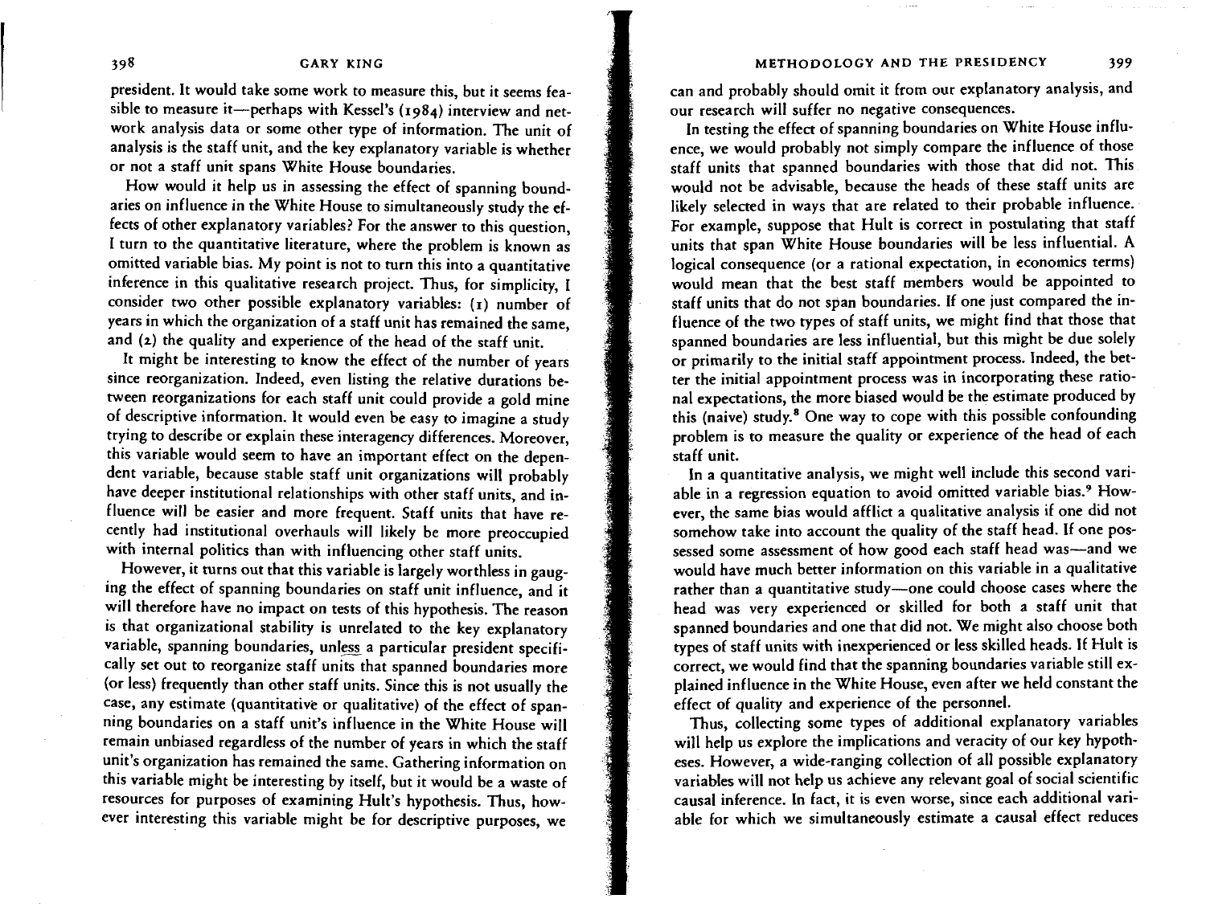president. It would take some work to measure this, but it seems feasible to measure it—perhaps with Kessel's (1984) interview and network analysis data or some other type of information. The unit of analysis is the staff unit, and the key explanatory variable is whether or not a staff unit spans White House boundaries.

How would it help us in assessing the effect of spanning boundaries on influence in the White House to simultaneously study the effects of other explanatory variables? For the answer to this question, I turn to the quantitative literature, where the problem is known as omitted variable bias. My point is not to turn this into a quantitative inference in this qualitative research project. Thus, for simplicity, I consider two other possible explanatory variables: (1) number of years in which the organization of a staff unit has remained the same, and (2) the quality and experience of the head of the staff unit.

It might be interesting to know the effect of the number of years since reorganization. Indeed, even listing the relative durations between reorganizations for each staff unit could provide a gold mine of descriptive information. It would even be easy to imagine a study trying to describe or explain these interagency differences. Moreover, this variable would seem to have an important effect on the dependent variable, because stable staff unit organizations will probably have deeper institutional relationships with other staff units, and influence will be easier and more frequent. Staff units that have recently had institutional overhauls will likely be more preoccupied with internal politics than with influencing other staff units.

However, it turns out that this variable is largely worthless in gauging the effect of spanning boundaries on staff unit influence, and it will therefore have no impact on tests of this hypothesis. The reason is that organizational stability is unrelated to the key explanatory variable, spanning boundaries, unless a particular president specifically set out to reorganize staff units that spanned boundaries more (or less) frequently than other staff units. Since this is not usually the case, any estimate (quantitative or qualitative) of the effect of spanning boundaries on a staff unit's influence in the White House will remain unbiased regardless of the number of years in which the staff unit's organization has remained the same. Gathering information on this variable might be interesting by itself, but it would be a waste of resources for purposes of examining Hult's hypothesis. Thus, however interesting this variable might be for descriptive purposes, we can and probably should omit it from our explanatory analysis, and our research will suffer no negative consequences.

In testing the effect of spanning boundaries on White House influence, we would probably not simply compare the influence of those staff units that spanned boundaries with those that did not. This would not be advisable, because the heads of these staff units are likely selected in ways that are related to their probable influence. For example, suppose that Hult is correct in postulating that staff units that span White House boundaries will be less influential. A logical consequence (or a rational expectation, in economics terms) would mean that the best staff members would be appointed to staff units that do not span boundaries. If one just compared the influence of the two types of staff units, we might find that those that spanned boundaries are less influential, but this might be due solely or primarily to the initial staff appointment process. Indeed, the better the initial appointment process was in incorporating these rational expectations, the more biased would be the estimate produced by this (naive) study.[8] One way to cope with this possible confounding problem is to measure the quality or experience of the head of each staff unit.

In a quantitative analysis, we might well include this second variable in a regression equation to avoid omitted variable bias.[9] However, the same bias would afflict a qualitative analysis if one did not somehow take into account the quality of the staff head. If one possessed some assessment of how good each staff head was—and we would have much better information on this variable in a qualitative rather than a quantitative study—one could choose cases where the head was very experienced or skilled for both a staff unit that spanned boundaries and one that did not. We might also choose both types of staff units with inexperienced or less skilled heads. If Hult is correct, we would find that the spanning boundaries variable still explained influence in the White House, even after we held constant the effect of quality and experience of the personnel.

Thus, collecting some types of additional explanatory variables will help us explore the implications and veracity of our key hypotheses. However, a wide-ranging collection of all possible explanatory variables will not help us achieve any relevant goal of social scientific causal inference. In fact, it is even worse, since each additional variable for which we simultaneously estimate a causal effect reduces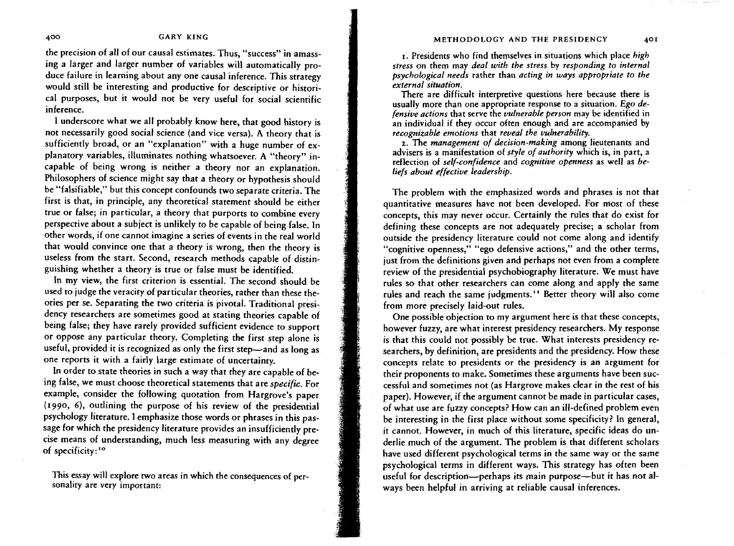the precision of all of our causal estimates. Thus, "success" in amassing a larger and larger number of variables will automatically produce failure in learning about any one causal inference. This strategy would still be interesting and productive for descriptive or historical purposes, but it would not be very useful for social scientific inference.

I underscore what we all probably know here, that good history is not necessarily good social science (and vice versa). A theory that is sufficiently broad, or an "explanation" with a huge number of explanatory variables, illuminates nothing whatsoever. A "theory" incapable of being wrong is neither a theory nor an explanation. Philosophers of science might say that a theory or hypothesis should be "falsifiable," but this concept confounds two separate criteria. The first is that, in principle, any theoretical statement should be either true or false; in particular, a theory that purports to combine every perspective about a subject is unlikely to be capable of being false. In other words, if one cannot imagine a series of events in the real world that would convince one that a theory is wrong, then the theory is useless from the start. Second, research methods capable of distinguishing whether a theory is true or false must be identified.

In my view, the first criterion is essential. The second should be used to judge the veracity of particular theories, rather than these theories per se. Separating the two criteria is pivotal. Traditional presidency researchers are sometimes good at stating theories capable of being false; they have rarely provided sufficient evidence to support or oppose any particular theory. Completing the first step alone is useful, provided it is recognized as only the first step—and as long as one reports it with a fairly large estimate of uncertainty.

In order to state theories in such a way that they are capable of being false, we must choose theoretical statements that are *specific*. For example, consider the following quotation from Hargrove's paper (1990, 6), outlining the purpose of his review of the presidential psychology literature. I emphasize those words or phrases in this passage for which the presidency literature provides an insufficiently precise means of understanding, much less measuring with any degree of specificity:[10]

> This essay will explore two areas in which the consequences of personality are very important:
>
> 1. Presidents who find themselves in situations which place *high stress* on them may *deal with the stress* by *responding to internal psychological needs* rather than *acting in ways appropriate to the external situation*.
>
> There are difficult interpretive questions here because there is usually more than one appropriate response to a situation. *Ego defensive actions* that serve the *vulnerable person* may be identified in an individual if they occur often enough and are accompanied by *recognizable emotions* that *reveal the vulnerability*.
>
> 2. The *management of decision-making* among lieutenants and advisers is a manifestation of *style of authority* which is, in part, a reflection of *self-confidence* and *cognitive openness* as well as *beliefs about effective leadership*.

The problem with the emphasized words and phrases is not that quantitative measures have not been developed. For most of these concepts, this may never occur. Certainly the rules that do exist for defining these concepts are not adequately precise; a scholar from outside the presidency literature could not come along and identify "cognitive openness," "ego defensive actions," and the other terms, just from the definitions given and perhaps not even from a complete review of the presidential psychobiography literature. We must have rules so that other researchers can come along and apply the same rules and reach the same judgments.[11] Better theory will also come from more precisely laid-out rules.

One possible objection to my argument here is that these concepts, however fuzzy, are what interest presidency researchers. My response is that this could not possibly be true. What interests presidency researchers, by definition, are presidents and the presidency. How these concepts relate to presidents or the presidency is an argument for their proponents to make. Sometimes these arguments have been successful and sometimes not (as Hargrove makes clear in the rest of his paper). However, if the argument cannot be made in particular cases, of what use are fuzzy concepts? How can an ill-defined problem even be interesting in the first place without some specificity? In general, it cannot. However, in much of this literature, specific ideas do underlie much of the argument. The problem is that different scholars have used different psychological terms in the same way or the same psychological terms in different ways. This strategy has often been useful for description—perhaps its main purpose—but it has not always been helpful in arriving at reliable causal inferences.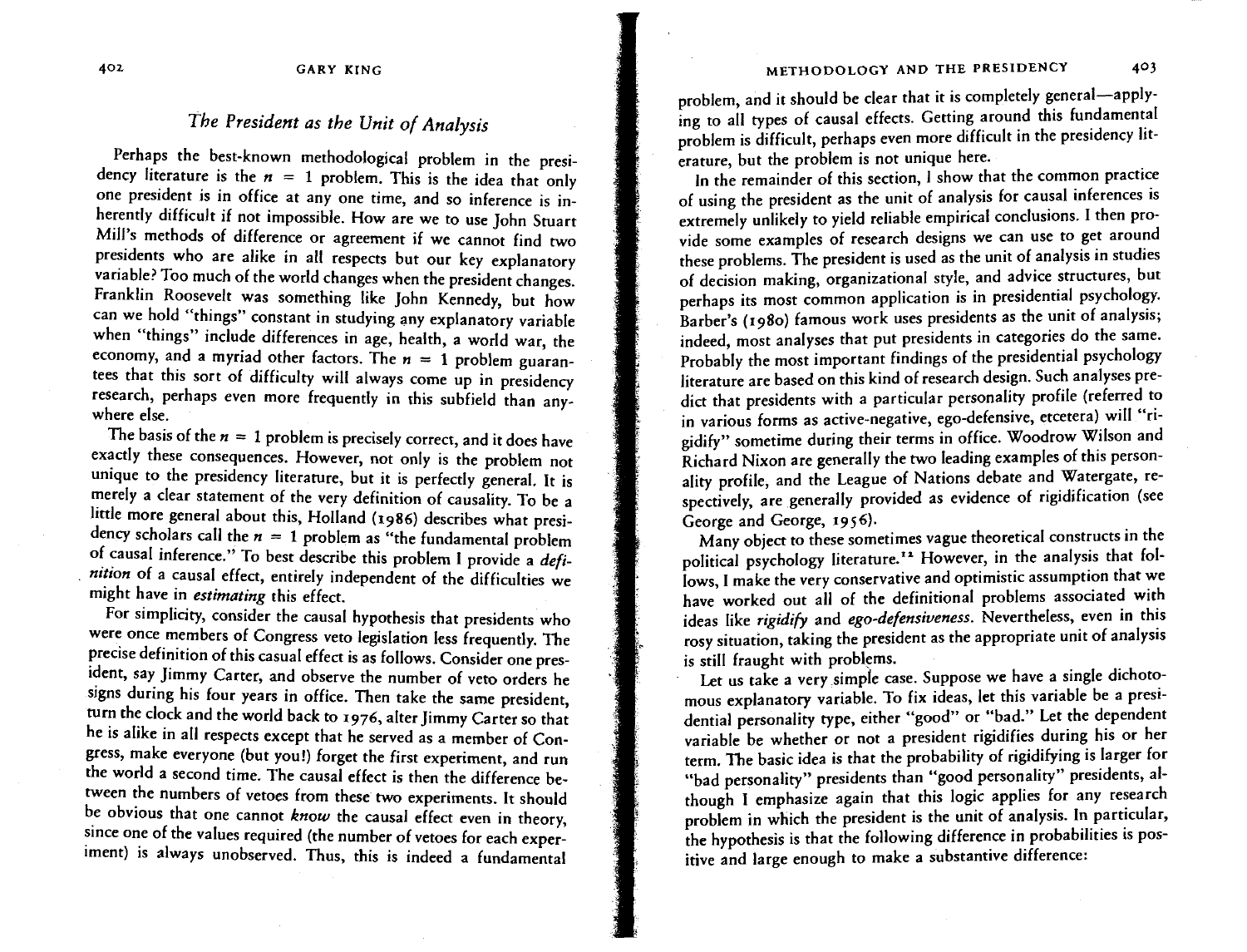## *The President as the Unit of Analysis*

Perhaps the best-known methodological problem in the presidency literature is the $n = 1$ problem. This is the idea that only one president is in office at any one time, and so inference is inherently difficult if not impossible. How are we to use John Stuart Mill's methods of difference or agreement if we cannot find two presidents who are alike in all respects but our key explanatory variable? Too much of the world changes when the president changes. Franklin Roosevelt was something like John Kennedy, but how can we hold "things" constant in studying any explanatory variable when "things" include differences in age, health, a world war, the economy, and a myriad other factors. The $n = 1$ problem guarantees that this sort of difficulty will always come up in presidency research, perhaps even more frequently in this subfield than anywhere else.

The basis of the $n = 1$ problem is precisely correct, and it does have exactly these consequences. However, not only is the problem not unique to the presidency literature, but it is perfectly general. It is merely a clear statement of the very definition of causality. To be a little more general about this, Holland (1986) describes what presidency scholars call the $n = 1$ problem as "the fundamental problem of causal inference." To best describe this problem I provide a *definition* of a causal effect, entirely independent of the difficulties we might have in *estimating* this effect.

For simplicity, consider the causal hypothesis that presidents who were once members of Congress veto legislation less frequently. The precise definition of this casual effect is as follows. Consider one president, say Jimmy Carter, and observe the number of veto orders he signs during his four years in office. Then take the same president, turn the clock and the world back to 1976, alter Jimmy Carter so that he is alike in all respects except that he served as a member of Congress, make everyone (but you!) forget the first experiment, and run the world a second time. The causal effect is then the difference between the numbers of vetoes from these two experiments. It should be obvious that one cannot *know* the causal effect even in theory, since one of the values required (the number of vetoes for each experiment) is always unobserved. Thus, this is indeed a fundamental problem, and it should be clear that it is completely general—applying to all types of causal effects. Getting around this fundamental problem is difficult, perhaps even more difficult in the presidency literature, but the problem is not unique here.

In the remainder of this section, I show that the common practice of using the president as the unit of analysis for causal inferences is extremely unlikely to yield reliable empirical conclusions. I then provide some examples of research designs we can use to get around these problems. The president is used as the unit of analysis in studies of decision making, organizational style, and advice structures, but perhaps its most common application is in presidential psychology. Barber's (1980) famous work uses presidents as the unit of analysis; indeed, most analyses that put presidents in categories do the same. Probably the most important findings of the presidential psychology literature are based on this kind of research design. Such analyses predict that presidents with a particular personality profile (referred to in various forms as active-negative, ego-defensive, etcetera) will "rigidify" sometime during their terms in office. Woodrow Wilson and Richard Nixon are generally the two leading examples of this personality profile, and the League of Nations debate and Watergate, respectively, are generally provided as evidence of rigidification (see George and George, 1956).

Many object to these sometimes vague theoretical constructs in the political psychology literature.[12] However, in the analysis that follows, I make the very conservative and optimistic assumption that we have worked out all of the definitional problems associated with ideas like *rigidify* and *ego-defensiveness*. Nevertheless, even in this rosy situation, taking the president as the appropriate unit of analysis is still fraught with problems.

Let us take a very simple case. Suppose we have a single dichotomous explanatory variable. To fix ideas, let this variable be a presidential personality type, either "good" or "bad." Let the dependent variable be whether or not a president rigidifies during his or her term. The basic idea is that the probability of rigidifying is larger for "bad personality" presidents than "good personality" presidents, although I emphasize again that this logic applies for any research problem in which the president is the unit of analysis. In particular, the hypothesis is that the following difference in probabilities is positive and large enough to make a substantive difference: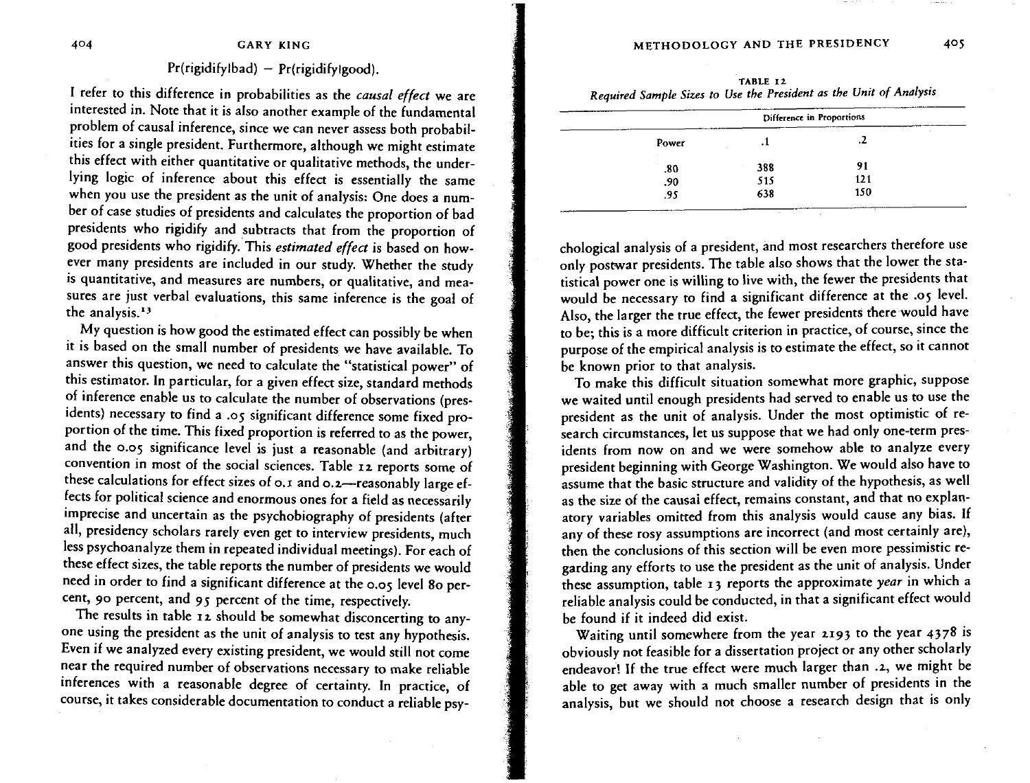$$\Pr(\text{rigidify}|\text{bad}) - \Pr(\text{rigidify}|\text{good}).$$

I refer to this difference in probabilities as the *causal effect* we are interested in. Note that it is also another example of the fundamental problem of causal inference, since we can never assess both probabilities for a single president. Furthermore, although we might estimate this effect with either quantitative or qualitative methods, the underlying logic of inference about this effect is essentially the same when you use the president as the unit of analysis: One does a number of case studies of presidents and calculates the proportion of bad presidents who rigidify and subtracts that from the proportion of good presidents who rigidify. This *estimated effect* is based on however many presidents are included in our study. Whether the study is quantitative, and measures are numbers, or qualitative, and measures are just verbal evaluations, this same inference is the goal of the analysis.[13]

My question is how good the estimated effect can possibly be when it is based on the small number of presidents we have available. To answer this question, we need to calculate the "statistical power" of this estimator. In particular, for a given effect size, standard methods of inference enable us to calculate the number of observations (presidents) necessary to find a .05 significant difference some fixed proportion of the time. This fixed proportion is referred to as the power, and the 0.05 significance level is just a reasonable (and arbitrary) convention in most of the social sciences. Table 12 reports some of these calculations for effect sizes of 0.1 and 0.2—reasonably large effects for political science and enormous ones for a field as necessarily imprecise and uncertain as the psychobiography of presidents (after all, presidency scholars rarely even get to interview presidents, much less psychoanalyze them in repeated individual meetings). For each of these effect sizes, the table reports the number of presidents we would need in order to find a significant difference at the 0.05 level 80 percent, 90 percent, and 95 percent of the time, respectively.

The results in table 12 should be somewhat disconcerting to anyone using the president as the unit of analysis to test any hypothesis. Even if we analyzed every existing president, we would still not come near the required number of observations necessary to make reliable inferences with a reasonable degree of certainty. In practice, of course, it takes considerable documentation to conduct a reliable psychological analysis of a president, and most researchers therefore use only postwar presidents. The table also shows that the lower the statistical power one is willing to live with, the fewer the presidents that would be necessary to find a significant difference at the .05 level. Also, the larger the true effect, the fewer presidents there would have to be; this is a more difficult criterion in practice, of course, since the purpose of the empirical analysis is to estimate the effect, so it cannot be known prior to that analysis.

TABLE 12
*Required Sample Sizes to Use the President as the Unit of Analysis*

| | Difference in Proportions | |
|---|---|---|
| Power | .1 | .2 |
| .80 | 388 | 91 |
| .90 | 515 | 121 |
| .95 | 638 | 150 |

To make this difficult situation somewhat more graphic, suppose we waited until enough presidents had served to enable us to use the president as the unit of analysis. Under the most optimistic of research circumstances, let us suppose that we had only one-term presidents from now on and we were somehow able to analyze every president beginning with George Washington. We would also have to assume that the basic structure and validity of the hypothesis, as well as the size of the causal effect, remains constant, and that no explanatory variables omitted from this analysis would cause any bias. If any of these rosy assumptions are incorrect (and most certainly are), then the conclusions of this section will be even more pessimistic regarding any efforts to use the president as the unit of analysis. Under these assumption, table 13 reports the approximate *year* in which a reliable analysis could be conducted, in that a significant effect would be found if it indeed did exist.

Waiting until somewhere from the year 2193 to the year 4378 is obviously not feasible for a dissertation project or any other scholarly endeavor! If the true effect were much larger than .2, we might be able to get away with a much smaller number of presidents in the analysis, but we should not choose a research design that is only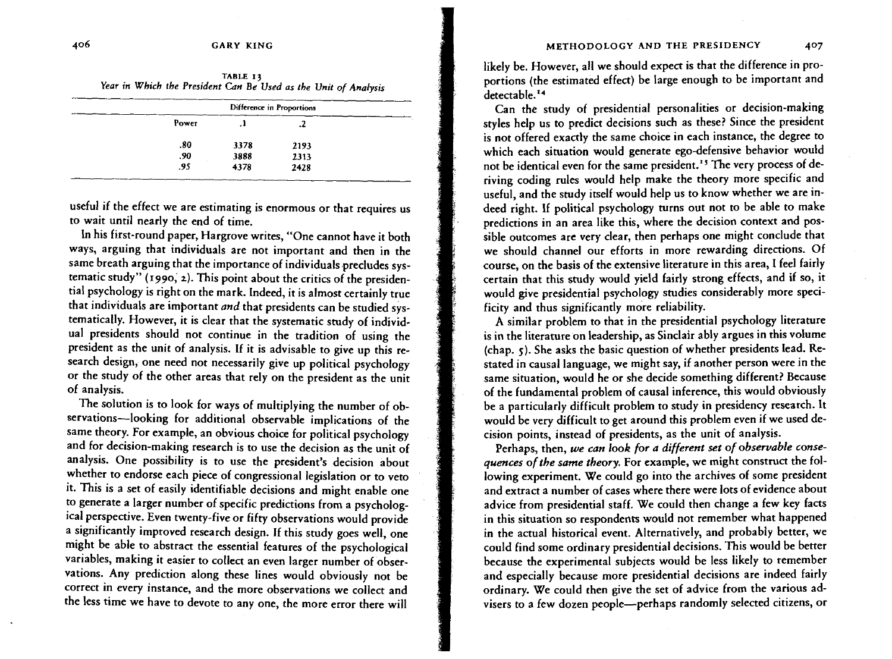TABLE 13

*Year in Which the President Can Be Used as the Unit of Analysis*

| | Difference in Proportions | |
|---|---|---|
| Power | .1 | .2 |
| .80 | 3378 | 2193 |
| .90 | 3888 | 2313 |
| .95 | 4378 | 2428 |

useful if the effect we are estimating is enormous or that requires us to wait until nearly the end of time.

In his first-round paper, Hargrove writes, "One cannot have it both ways, arguing that individuals are not important and then in the same breath arguing that the importance of individuals precludes systematic study" (1990, 2). This point about the critics of the presidential psychology is right on the mark. Indeed, it is almost certainly true that individuals are important *and* that presidents can be studied systematically. However, it is clear that the systematic study of individual presidents should not continue in the tradition of using the president as the unit of analysis. If it is advisable to give up this research design, one need not necessarily give up political psychology or the study of the other areas that rely on the president as the unit of analysis.

The solution is to look for ways of multiplying the number of observations—looking for additional observable implications of the same theory. For example, an obvious choice for political psychology and for decision-making research is to use the decision as the unit of analysis. One possibility is to use the president's decision about whether to endorse each piece of congressional legislation or to veto it. This is a set of easily identifiable decisions and might enable one to generate a larger number of specific predictions from a psychological perspective. Even twenty-five or fifty observations would provide a significantly improved research design. If this study goes well, one might be able to abstract the essential features of the psychological variables, making it easier to collect an even larger number of observations. Any prediction along these lines would obviously not be correct in every instance, and the more observations we collect and the less time we have to devote to any one, the more error there will likely be. However, all we should expect is that the difference in proportions (the estimated effect) be large enough to be important and detectable.[14]

Can the study of presidential personalities or decision-making styles help us to predict decisions such as these? Since the president is not offered exactly the same choice in each instance, the degree to which each situation would generate ego-defensive behavior would not be identical even for the same president.[15] The very process of deriving coding rules would help make the theory more specific and useful, and the study itself would help us to know whether we are indeed right. If political psychology turns out not to be able to make predictions in an area like this, where the decision context and possible outcomes are very clear, then perhaps one might conclude that we should channel our efforts in more rewarding directions. Of course, on the basis of the extensive literature in this area, I feel fairly certain that this study would yield fairly strong effects, and if so, it would give presidential psychology studies considerably more specificity and thus significantly more reliability.

A similar problem to that in the presidential psychology literature is in the literature on leadership, as Sinclair ably argues in this volume (chap. 5). She asks the basic question of whether presidents lead. Restated in causal language, we might say, if another person were in the same situation, would he or she decide something different? Because of the fundamental problem of causal inference, this would obviously be a particularly difficult problem to study in presidency research. It would be very difficult to get around this problem even if we used decision points, instead of presidents, as the unit of analysis.

Perhaps, then, *we can look for a different set of observable consequences of the same theory.* For example, we might construct the following experiment. We could go into the archives of some president and extract a number of cases where there were lots of evidence about advice from presidential staff. We could then change a few key facts in this situation so respondents would not remember what happened in the actual historical event. Alternatively, and probably better, we could find some ordinary presidential decisions. This would be better because the experimental subjects would be less likely to remember and especially because more presidential decisions are indeed fairly ordinary. We could then give the set of advice from the various advisers to a few dozen people—perhaps randomly selected citizens, or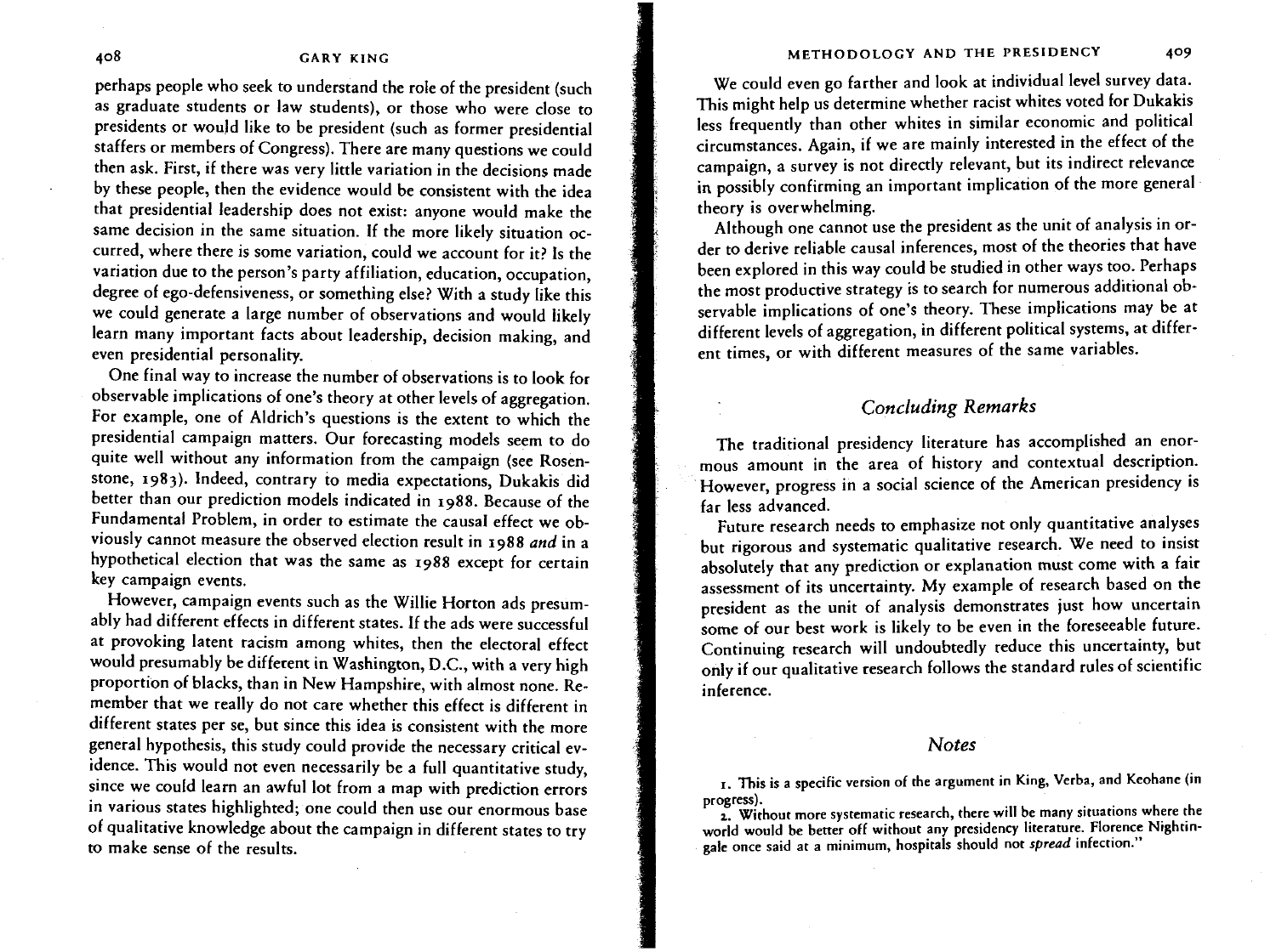perhaps people who seek to understand the role of the president (such as graduate students or law students), or those who were close to presidents or would like to be president (such as former presidential staffers or members of Congress). There are many questions we could then ask. First, if there was very little variation in the decisions made by these people, then the evidence would be consistent with the idea that presidential leadership does not exist: anyone would make the same decision in the same situation. If the more likely situation occurred, where there is some variation, could we account for it? Is the variation due to the person's party affiliation, education, occupation, degree of ego-defensiveness, or something else? With a study like this we could generate a large number of observations and would likely learn many important facts about leadership, decision making, and even presidential personality.

One final way to increase the number of observations is to look for observable implications of one's theory at other levels of aggregation. For example, one of Aldrich's questions is the extent to which the presidential campaign matters. Our forecasting models seem to do quite well without any information from the campaign (see Rosenstone, 1983). Indeed, contrary to media expectations, Dukakis did better than our prediction models indicated in 1988. Because of the Fundamental Problem, in order to estimate the causal effect we obviously cannot measure the observed election result in 1988 *and* in a hypothetical election that was the same as 1988 except for certain key campaign events.

However, campaign events such as the Willie Horton ads presumably had different effects in different states. If the ads were successful at provoking latent racism among whites, then the electoral effect would presumably be different in Washington, D.C., with a very high proportion of blacks, than in New Hampshire, with almost none. Remember that we really do not care whether this effect is different in different states per se, but since this idea is consistent with the more general hypothesis, this study could provide the necessary critical evidence. This would not even necessarily be a full quantitative study, since we could learn an awful lot from a map with prediction errors in various states highlighted; one could then use our enormous base of qualitative knowledge about the campaign in different states to try to make sense of the results.

We could even go farther and look at individual level survey data. This might help us determine whether racist whites voted for Dukakis less frequently than other whites in similar economic and political circumstances. Again, if we are mainly interested in the effect of the campaign, a survey is not directly relevant, but its indirect relevance in possibly confirming an important implication of the more general theory is overwhelming.

Although one cannot use the president as the unit of analysis in order to derive reliable causal inferences, most of the theories that have been explored in this way could be studied in other ways too. Perhaps the most productive strategy is to search for numerous additional observable implications of one's theory. These implications may be at different levels of aggregation, in different political systems, at different times, or with different measures of the same variables.

## Concluding Remarks

The traditional presidency literature has accomplished an enormous amount in the area of history and contextual description. However, progress in a social science of the American presidency is far less advanced.

Future research needs to emphasize not only quantitative analyses but rigorous and systematic qualitative research. We need to insist absolutely that any prediction or explanation must come with a fair assessment of its uncertainty. My example of research based on the president as the unit of analysis demonstrates just how uncertain some of our best work is likely to be even in the foreseeable future. Continuing research will undoubtedly reduce this uncertainty, but only if our qualitative research follows the standard rules of scientific inference.

## Notes

1. This is a specific version of the argument in King, Verba, and Keohane (in progress).

2. Without more systematic research, there will be many situations where the world would be better off without any presidency literature. Florence Nightingale once said at a minimum, hospitals should not *spread* infection."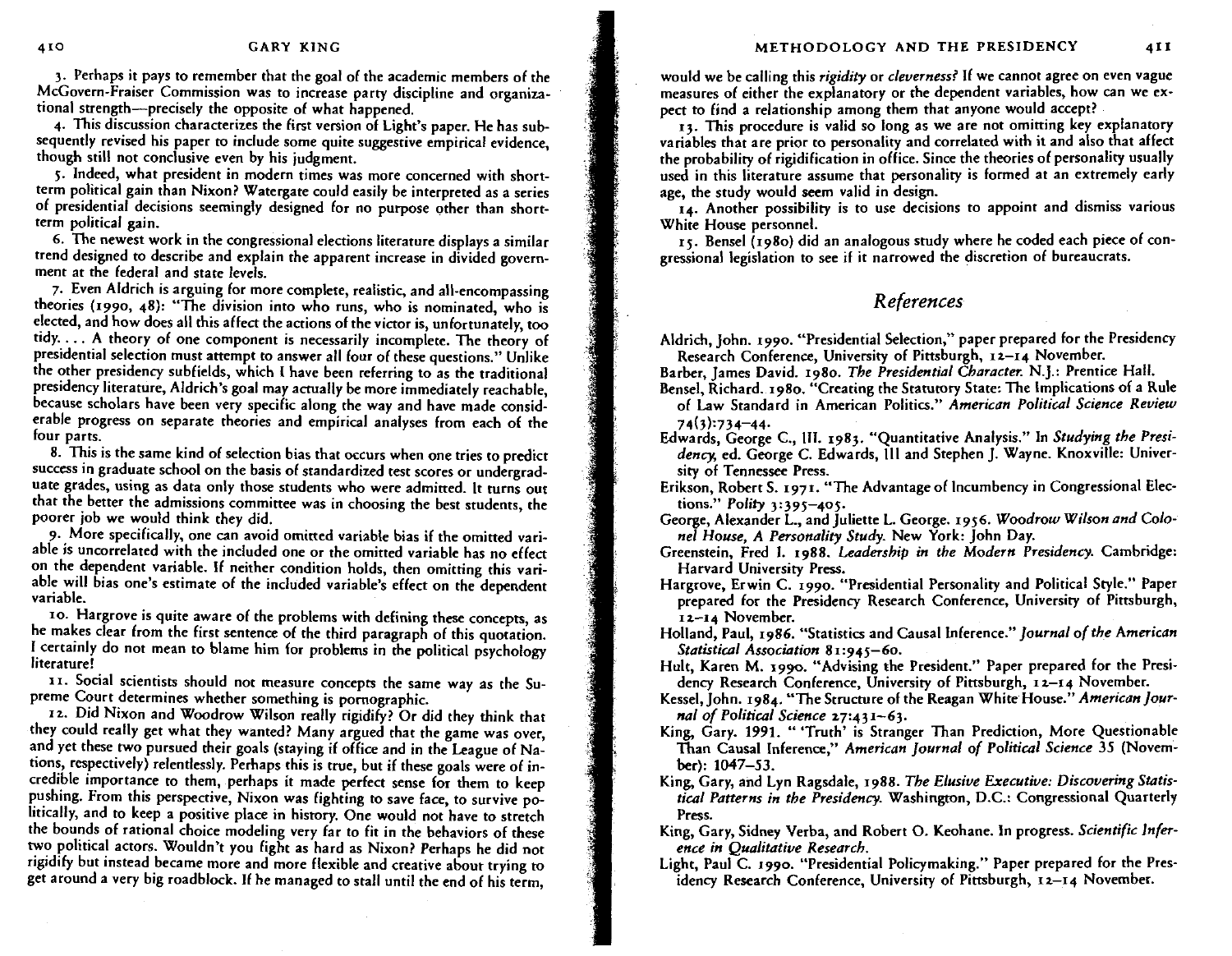3. Perhaps it pays to remember that the goal of the academic members of the McGovern-Fraiser Commission was to increase party discipline and organizational strength—precisely the opposite of what happened.

4. This discussion characterizes the first version of Light's paper. He has subsequently revised his paper to include some quite suggestive empirical evidence, though still not conclusive even by his judgment.

5. Indeed, what president in modern times was more concerned with short-term political gain than Nixon? Watergate could easily be interpreted as a series of presidential decisions seemingly designed for no purpose other than short-term political gain.

6. The newest work in the congressional elections literature displays a similar trend designed to describe and explain the apparent increase in divided government at the federal and state levels.

7. Even Aldrich is arguing for more complete, realistic, and all-encompassing theories (1990, 48): "The division into who runs, who is nominated, who is elected, and how does all this affect the actions of the victor is, unfortunately, too tidy. . . . A theory of one component is necessarily incomplete. The theory of presidential selection must attempt to answer all four of these questions." Unlike the other presidency subfields, which I have been referring to as the traditional presidency literature, Aldrich's goal may actually be more immediately reachable, because scholars have been very specific along the way and have made considerable progress on separate theories and empirical analyses from each of the four parts.

8. This is the same kind of selection bias that occurs when one tries to predict success in graduate school on the basis of standardized test scores or undergraduate grades, using as data only those students who were admitted. It turns out that the better the admissions committee was in choosing the best students, the poorer job we would think they did.

9. More specifically, one can avoid omitted variable bias if the omitted variable is uncorrelated with the included one or the omitted variable has no effect on the dependent variable. If neither condition holds, then omitting this variable will bias one's estimate of the included variable's effect on the dependent variable.

10. Hargrove is quite aware of the problems with defining these concepts, as he makes clear from the first sentence of the third paragraph of this quotation. I certainly do not mean to blame him for problems in the political psychology literature!

11. Social scientists should not measure concepts the same way as the Supreme Court determines whether something is pornographic.

12. Did Nixon and Woodrow Wilson really rigidify? Or did they think that they could really get what they wanted? Many argued that the game was over, and yet these two pursued their goals (staying if office and in the League of Nations, respectively) relentlessly. Perhaps this is true, but if these goals were of incredible importance to them, perhaps it made perfect sense for them to keep pushing. From this perspective, Nixon was fighting to save face, to survive politically, and to keep a positive place in history. One would not have to stretch the bounds of rational choice modeling very far to fit in the behaviors of these two political actors. Wouldn't you fight as hard as Nixon? Perhaps he did not rigidify but instead became more and more flexible and creative about trying to get around a very big roadblock. If he managed to stall until the end of his term, would we be calling this *rigidity* or *cleverness*? If we cannot agree on even vague measures of either the explanatory or the dependent variables, how can we expect to find a relationship among them that anyone would accept?

13. This procedure is valid so long as we are not omitting key explanatory variables that are prior to personality and correlated with it and also that affect the probability of rigidification in office. Since the theories of personality usually used in this literature assume that personality is formed at an extremely early age, the study would seem valid in design.

14. Another possibility is to use decisions to appoint and dismiss various White House personnel.

15. Bensel (1980) did an analogous study where he coded each piece of congressional legislation to see if it narrowed the discretion of bureaucrats.

## References

Aldrich, John. 1990. "Presidential Selection," paper prepared for the Presidency Research Conference, University of Pittsburgh, 12–14 November.

Barber, James David. 1980. *The Presidential Character.* N.J.: Prentice Hall.

Bensel, Richard. 1980. "Creating the Statutory State: The Implications of a Rule of Law Standard in American Politics." *American Political Science Review* 74(3):734–44.

Edwards, George C., III. 1983. "Quantitative Analysis." In *Studying the Presidency*, ed. George C. Edwards, III and Stephen J. Wayne. Knoxville: University of Tennessee Press.

Erikson, Robert S. 1971. "The Advantage of Incumbency in Congressional Elections." *Polity* 3:395–405.

George, Alexander L., and Juliette L. George. 1956. *Woodrow Wilson and Colonel House, A Personality Study.* New York: John Day.

Greenstein, Fred I. 1988. *Leadership in the Modern Presidency.* Cambridge: Harvard University Press.

Hargrove, Erwin C. 1990. "Presidential Personality and Political Style." Paper prepared for the Presidency Research Conference, University of Pittsburgh, 12–14 November.

Holland, Paul, 1986. "Statistics and Causal Inference." *Journal of the American Statistical Association* 81:945–60.

Hult, Karen M. 1990. "Advising the President." Paper prepared for the Presidency Research Conference, University of Pittsburgh, 12–14 November.

Kessel, John. 1984. "The Structure of the Reagan White House." *American Journal of Political Science* 27:431–63.

King, Gary. 1991. " 'Truth' is Stranger Than Prediction, More Questionable Than Causal Inference," *American Journal of Political Science* 35 (November): 1047–53.

King, Gary, and Lyn Ragsdale, 1988. *The Elusive Executive: Discovering Statistical Patterns in the Presidency.* Washington, D.C.: Congressional Quarterly Press.

King, Gary, Sidney Verba, and Robert O. Keohane. In progress. *Scientific Inference in Qualitative Research.*

Light, Paul C. 1990. "Presidential Policymaking." Paper prepared for the Presidency Research Conference, University of Pittsburgh, 12–14 November.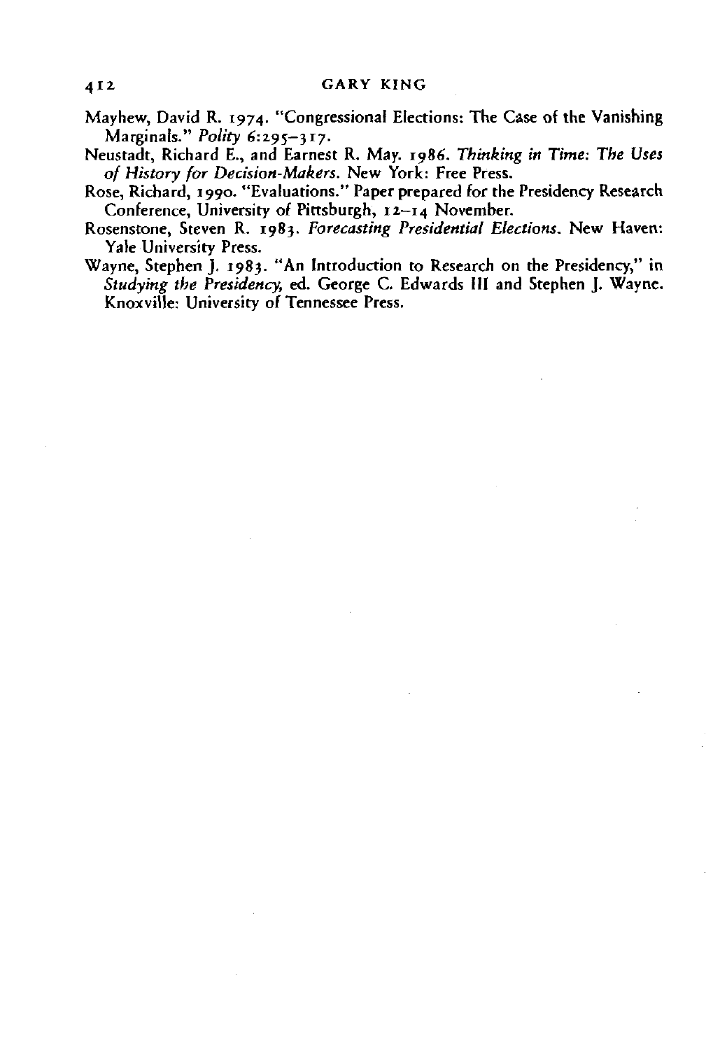Mayhew, David R. 1974. "Congressional Elections: The Case of the Vanishing Marginals." *Polity* 6:295–317.

Neustadt, Richard E., and Earnest R. May. 1986. *Thinking in Time: The Uses of History for Decision-Makers*. New York: Free Press.

Rose, Richard, 1990. "Evaluations." Paper prepared for the Presidency Research Conference, University of Pittsburgh, 12–14 November.

Rosenstone, Steven R. 1983. *Forecasting Presidential Elections*. New Haven: Yale University Press.

Wayne, Stephen J. 1983. "An Introduction to Research on the Presidency," in *Studying the Presidency*, ed. George C. Edwards III and Stephen J. Wayne. Knoxville: University of Tennessee Press.